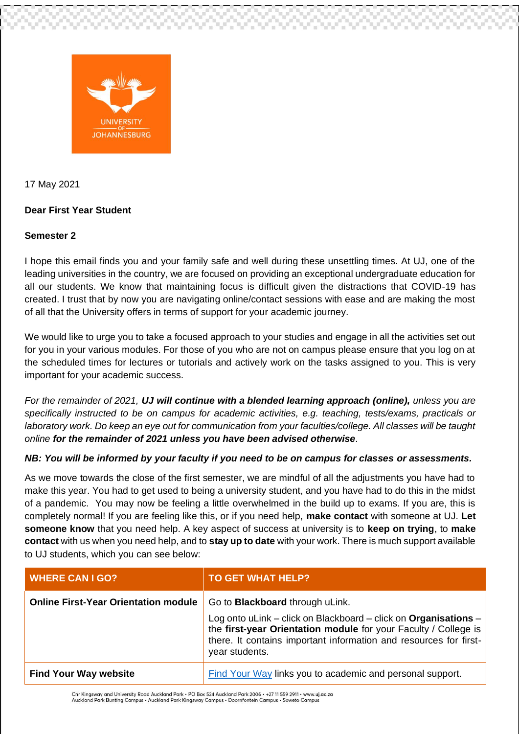17 May 2021

**Dear First Year Student**

**Semester 2**

I hope this email finds you and your family safe and well during these unsettling times. At UJ, one of the leading universities in the country, we are focused on providing an exceptional undergraduate education for all our students. We know that maintaining focus is difficult given the distractions that COVID-19 has created. I trust that by now you are navigating online/contact sessions with ease and are making the most of all that the University offers in terms of support for your academic journey.

We would like to urge you to take a focused approach to your studies and engage in all the activities set out for you in your various modules. For those of you who are not on campus please ensure that you log on at the scheduled times for lectures or tutorials and actively work on the tasks assigned to you. This is very important for your academic success.

*For the remainder of 2021, **UJ will continue with a blended learning approach (online),** unless you are specifically instructed to be on campus for academic activities, e.g. teaching, tests/exams, practicals or laboratory work. Do keep an eye out for communication from your faculties/college. All classes will be taught online **for the remainder of 2021 unless you have been advised otherwise**.*

***NB: You will be informed by your faculty if you need to be on campus for classes or assessments.***

As we move towards the close of the first semester, we are mindful of all the adjustments you have had to make this year. You had to get used to being a university student, and you have had to do this in the midst of a pandemic. You may now be feeling a little overwhelmed in the build up to exams. If you are, this is completely normal! If you are feeling like this, or if you need help, **make contact** with someone at UJ. **Let someone know** that you need help. A key aspect of success at university is to **keep on trying**, to **make contact** with us when you need help, and to **stay up to date** with your work. There is much support available to UJ students, which you can see below:

| WHERE CAN I GO? | TO GET WHAT HELP? |
| --- | --- |
| **Online First-Year Orientation module** | Go to **Blackboard** through uLink. Log onto uLink – click on Blackboard – click on **Organisations** – the **first-year Orientation module** for your Faculty / College is there. It contains important information and resources for first-year students. |
| **Find Your Way website** | Find Your Way links you to academic and personal support. |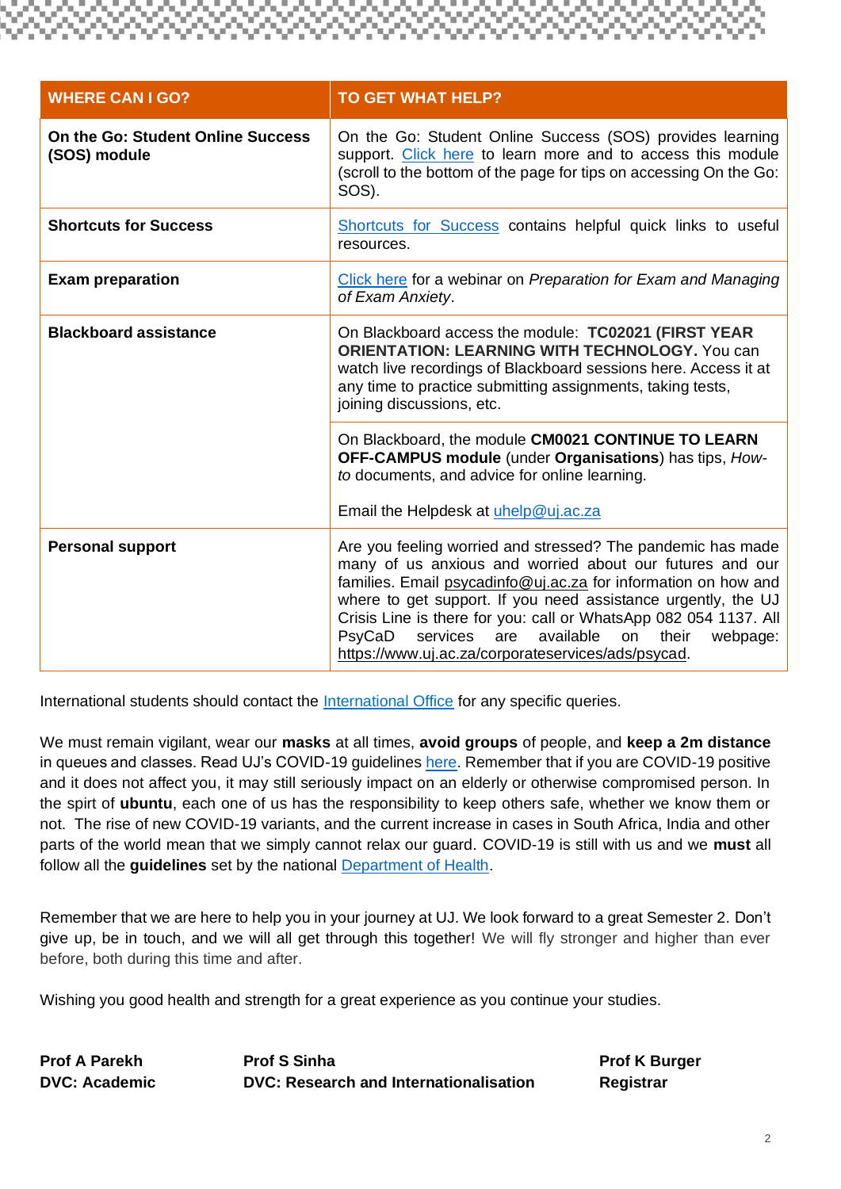| WHERE CAN I GO? | TO GET WHAT HELP? |
|---|---|
| **On the Go: Student Online Success (SOS) module** | On the Go: Student Online Success (SOS) provides learning support. Click here to learn more and to access this module (scroll to the bottom of the page for tips on accessing On the Go: SOS). |
| **Shortcuts for Success** | Shortcuts for Success contains helpful quick links to useful resources. |
| **Exam preparation** | Click here for a webinar on *Preparation for Exam and Managing of Exam Anxiety*. |
| **Blackboard assistance** | On Blackboard access the module: **TC02021 (FIRST YEAR ORIENTATION: LEARNING WITH TECHNOLOGY.** You can watch live recordings of Blackboard sessions here. Access it at any time to practice submitting assignments, taking tests, joining discussions, etc. |
| | On Blackboard, the module **CM0021 CONTINUE TO LEARN OFF-CAMPUS module** (under **Organisations**) has tips, *How-to* documents, and advice for online learning. Email the Helpdesk at uhelp@uj.ac.za |
| **Personal support** | Are you feeling worried and stressed? The pandemic has made many of us anxious and worried about our futures and our families. Email psycadinfo@uj.ac.za for information on how and where to get support. If you need assistance urgently, the UJ Crisis Line is there for you: call or WhatsApp 082 054 1137. All PsyCaD services are available on their webpage: https://www.uj.ac.za/corporateservices/ads/psycad. |

International students should contact the International Office for any specific queries.

We must remain vigilant, wear our **masks** at all times, **avoid groups** of people, and **keep a 2m distance** in queues and classes. Read UJ's COVID-19 guidelines here. Remember that if you are COVID-19 positive and it does not affect you, it may still seriously impact on an elderly or otherwise compromised person. In the spirt of **ubuntu**, each one of us has the responsibility to keep others safe, whether we know them or not. The rise of new COVID-19 variants, and the current increase in cases in South Africa, India and other parts of the world mean that we simply cannot relax our guard. COVID-19 is still with us and we **must** all follow all the **guidelines** set by the national Department of Health.

Remember that we are here to help you in your journey at UJ. We look forward to a great Semester 2. Don't give up, be in touch, and we will all get through this together! We will fly stronger and higher than ever before, both during this time and after.

Wishing you good health and strength for a great experience as you continue your studies.

**Prof A Parekh**
**DVC: Academic**

**Prof S Sinha**
**DVC: Research and Internationalisation**

**Prof K Burger**
**Registrar**